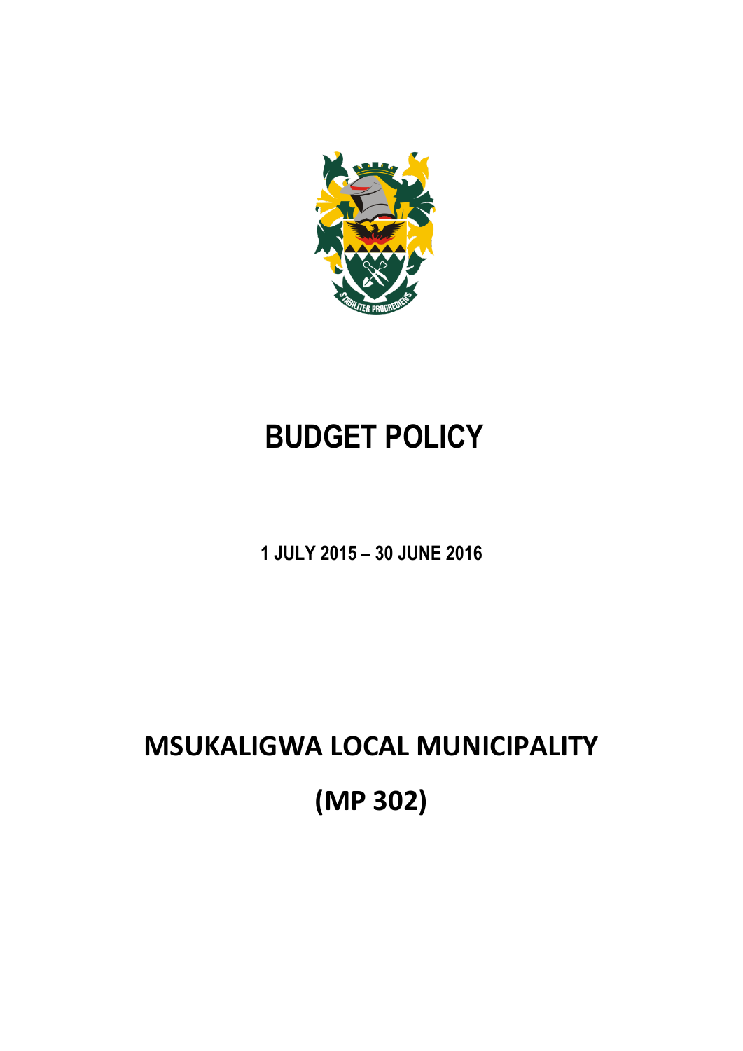# BUDGET POLICY

**1 JULY 2015 – 30 JUNE 2016**

# MSUKALIGWA LOCAL MUNICIPALITY

# (MP 302)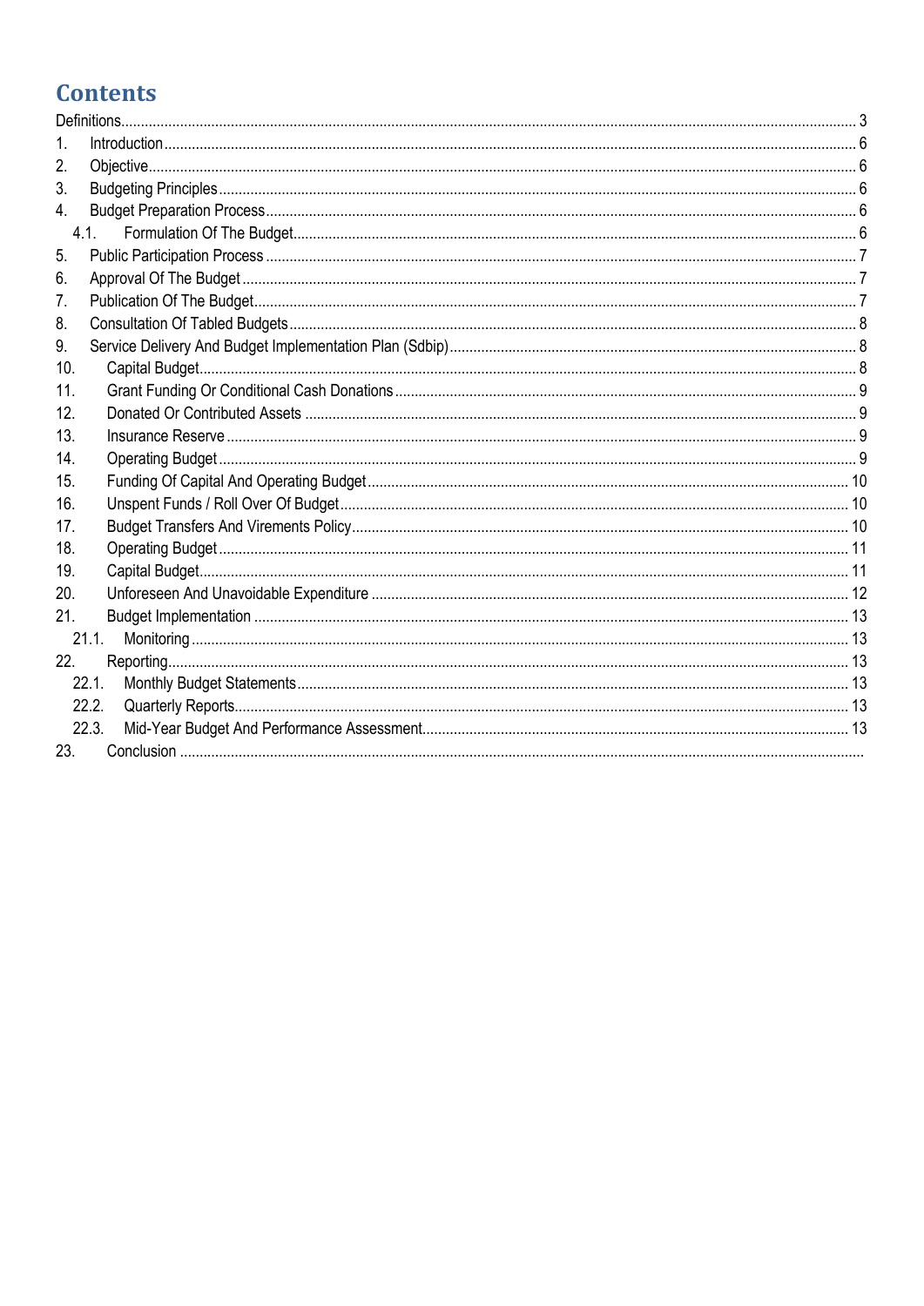# Contents

Definitions........................................................................................................................ 3
1. Introduction........................................................................................................................ 6
2. Objective........................................................................................................................ 6
3. Budgeting Principles........................................................................................................................ 6
4. Budget Preparation Process........................................................................................................................ 6
   4.1. Formulation Of The Budget........................................................................................................................ 6
5. Public Participation Process........................................................................................................................ 7
6. Approval Of The Budget........................................................................................................................ 7
7. Publication Of The Budget........................................................................................................................ 7
8. Consultation Of Tabled Budgets........................................................................................................................ 8
9. Service Delivery And Budget Implementation Plan (Sdbip)........................................................................................................................ 8
10. Capital Budget........................................................................................................................ 8
11. Grant Funding Or Conditional Cash Donations........................................................................................................................ 9
12. Donated Or Contributed Assets........................................................................................................................ 9
13. Insurance Reserve........................................................................................................................ 9
14. Operating Budget........................................................................................................................ 9
15. Funding Of Capital And Operating Budget........................................................................................................................ 10
16. Unspent Funds / Roll Over Of Budget........................................................................................................................ 10
17. Budget Transfers And Virements Policy........................................................................................................................ 10
18. Operating Budget........................................................................................................................ 11
19. Capital Budget........................................................................................................................ 11
20. Unforeseen And Unavoidable Expenditure........................................................................................................................ 12
21. Budget Implementation........................................................................................................................ 13
   21.1. Monitoring........................................................................................................................ 13
22. Reporting........................................................................................................................ 13
   22.1. Monthly Budget Statements........................................................................................................................ 13
   22.2. Quarterly Reports........................................................................................................................ 13
   22.3. Mid-Year Budget And Performance Assessment........................................................................................................................ 13
23. Conclusion........................................................................................................................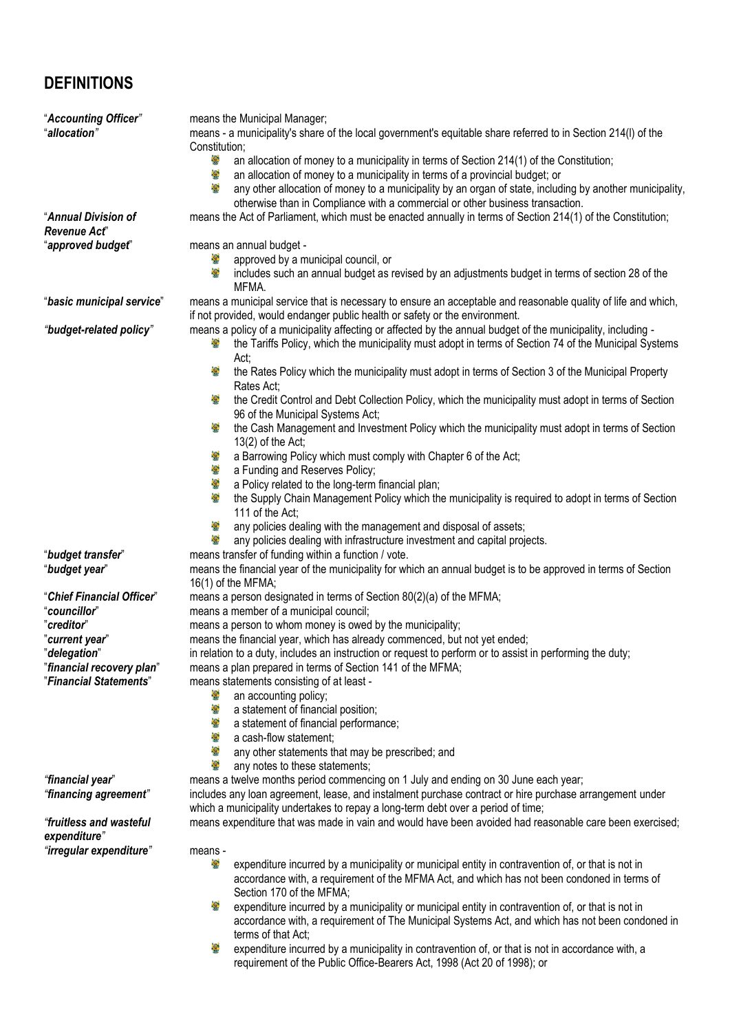## DEFINITIONS

"***Accounting Officer***" means the Municipal Manager;

"***allocation***" means - a municipality's share of the local government's equitable share referred to in Section 214(l) of the Constitution;

- an allocation of money to a municipality in terms of Section 214(1) of the Constitution;
- an allocation of money to a municipality in terms of a provincial budget; or
- any other allocation of money to a municipality by an organ of state, including by another municipality, otherwise than in Compliance with a commercial or other business transaction.

"***Annual Division of Revenue Act***" means the Act of Parliament, which must be enacted annually in terms of Section 214(1) of the Constitution;

"***approved budget***" means an annual budget -

- approved by a municipal council, or
- includes such an annual budget as revised by an adjustments budget in terms of section 28 of the MFMA.

"***basic municipal service***" means a municipal service that is necessary to ensure an acceptable and reasonable quality of life and which, if not provided, would endanger public health or safety or the environment.

"***budget-related policy***" means a policy of a municipality affecting or affected by the annual budget of the municipality, including -

- the Tariffs Policy, which the municipality must adopt in terms of Section 74 of the Municipal Systems Act;
- the Rates Policy which the municipality must adopt in terms of Section 3 of the Municipal Property Rates Act;
- the Credit Control and Debt Collection Policy, which the municipality must adopt in terms of Section 96 of the Municipal Systems Act;
- the Cash Management and Investment Policy which the municipality must adopt in terms of Section 13(2) of the Act;
- a Barrowing Policy which must comply with Chapter 6 of the Act;
- a Funding and Reserves Policy;
- a Policy related to the long-term financial plan;
- the Supply Chain Management Policy which the municipality is required to adopt in terms of Section 111 of the Act;
- any policies dealing with the management and disposal of assets;
- any policies dealing with infrastructure investment and capital projects.

"***budget transfer***" means transfer of funding within a function / vote.

"***budget year***" means the financial year of the municipality for which an annual budget is to be approved in terms of Section 16(1) of the MFMA;

"***Chief Financial Officer***" means a person designated in terms of Section 80(2)(a) of the MFMA;

"***councillor***" means a member of a municipal council;

"***creditor***" means a person to whom money is owed by the municipality;

"***current year***" means the financial year, which has already commenced, but not yet ended;

"***delegation***" in relation to a duty, includes an instruction or request to perform or to assist in performing the duty;

"***financial recovery plan***" means a plan prepared in terms of Section 141 of the MFMA;

"***Financial Statements***" means statements consisting of at least -

- an accounting policy;
- a statement of financial position;
- a statement of financial performance;
- a cash-flow statement;
- any other statements that may be prescribed; and
- any notes to these statements;

"***financial year***" means a twelve months period commencing on 1 July and ending on 30 June each year;

"***financing agreement***" includes any loan agreement, lease, and instalment purchase contract or hire purchase arrangement under which a municipality undertakes to repay a long-term debt over a period of time;

"***fruitless and wasteful expenditure***" means expenditure that was made in vain and would have been avoided had reasonable care been exercised;

"***irregular expenditure***" means -

- expenditure incurred by a municipality or municipal entity in contravention of, or that is not in accordance with, a requirement of the MFMA Act, and which has not been condoned in terms of Section 170 of the MFMA;
- expenditure incurred by a municipality or municipal entity in contravention of, or that is not in accordance with, a requirement of The Municipal Systems Act, and which has not been condoned in terms of that Act;
- expenditure incurred by a municipality in contravention of, or that is not in accordance with, a requirement of the Public Office-Bearers Act, 1998 (Act 20 of 1998); or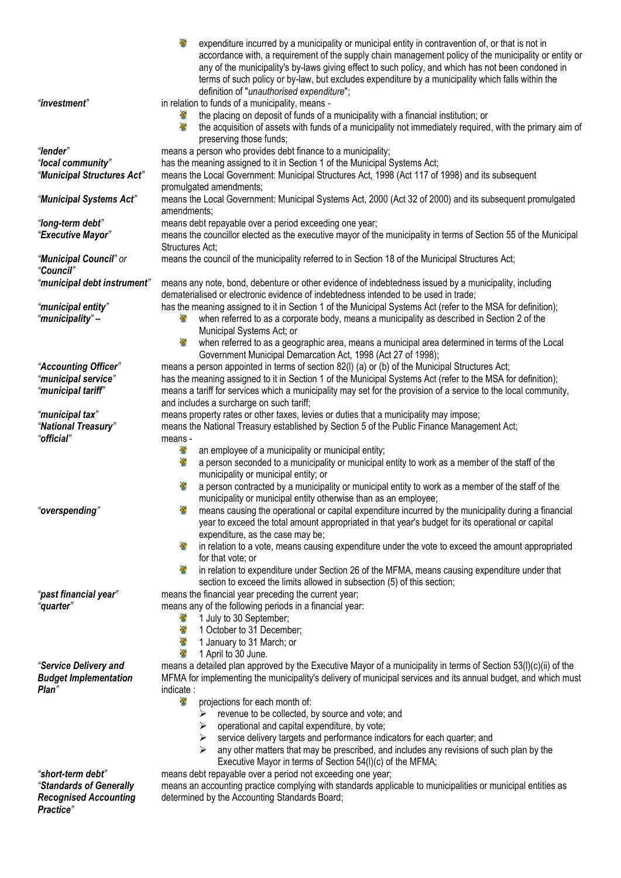- expenditure incurred by a municipality or municipal entity in contravention of, or that is not in accordance with, a requirement of the supply chain management policy of the municipality or entity or any of the municipality's by-laws giving effect to such policy, and which has not been condoned in terms of such policy or by-law, but excludes expenditure by a municipality which falls within the definition of "*unauthorised expenditure*";

***"investment"*** in relation to funds of a municipality, means -
- the placing on deposit of funds of a municipality with a financial institution; or
- the acquisition of assets with funds of a municipality not immediately required, with the primary aim of preserving those funds;

***"lender"*** means a person who provides debt finance to a municipality;

***"local community"*** has the meaning assigned to it in Section 1 of the Municipal Systems Act;

***"Municipal Structures Act"*** means the Local Government: Municipal Structures Act, 1998 (Act 117 of 1998) and its subsequent promulgated amendments;

***"Municipal Systems Act"*** means the Local Government: Municipal Systems Act, 2000 (Act 32 of 2000) and its subsequent promulgated amendments;

***"long-term debt"*** means debt repayable over a period exceeding one year;

***"Executive Mayor"*** means the councillor elected as the executive mayor of the municipality in terms of Section 55 of the Municipal Structures Act;

***"Municipal Council"* or *"Council"*** means the council of the municipality referred to in Section 18 of the Municipal Structures Act;

***"municipal debt instrument"*** means any note, bond, debenture or other evidence of indebtedness issued by a municipality, including dematerialised or electronic evidence of indebtedness intended to be used in trade;

***"municipal entity"*** has the meaning assigned to it in Section 1 of the Municipal Systems Act (refer to the MSA for definition);

***"municipality" –***
- when referred to as a corporate body, means a municipality as described in Section 2 of the Municipal Systems Act; or
- when referred to as a geographic area, means a municipal area determined in terms of the Local Government Municipal Demarcation Act, 1998 (Act 27 of 1998);

***"Accounting Officer"*** means a person appointed in terms of section 82(l) (a) or (b) of the Municipal Structures Act;

***"municipal service"*** has the meaning assigned to it in Section 1 of the Municipal Systems Act (refer to the MSA for definition);

***"municipal tariff"*** means a tariff for services which a municipality may set for the provision of a service to the local community, and includes a surcharge on such tariff;

***"municipal tax"*** means property rates or other taxes, levies or duties that a municipality may impose;

***"National Treasury"*** means the National Treasury established by Section 5 of the Public Finance Management Act;

***"official"*** means -
- an employee of a municipality or municipal entity;
- a person seconded to a municipality or municipal entity to work as a member of the staff of the municipality or municipal entity; or
- a person contracted by a municipality or municipal entity to work as a member of the staff of the municipality or municipal entity otherwise than as an employee;

***"overspending"***
- means causing the operational or capital expenditure incurred by the municipality during a financial year to exceed the total amount appropriated in that year's budget for its operational or capital expenditure, as the case may be;
- in relation to a vote, means causing expenditure under the vote to exceed the amount appropriated for that vote; or
- in relation to expenditure under Section 26 of the MFMA, means causing expenditure under that section to exceed the limits allowed in subsection (5) of this section;

***"past financial year"*** means the financial year preceding the current year;

***"quarter"*** means any of the following periods in a financial year:
- 1 July to 30 September;
- 1 October to 31 December;
- 1 January to 31 March; or
- 1 April to 30 June.

***"Service Delivery and Budget Implementation Plan"*** means a detailed plan approved by the Executive Mayor of a municipality in terms of Section 53(l)(c)(ii) of the MFMA for implementing the municipality's delivery of municipal services and its annual budget, and which must indicate :
- projections for each month of:
  - revenue to be collected, by source and vote; and
  - operational and capital expenditure, by vote;
  - service delivery targets and performance indicators for each quarter; and
  - any other matters that may be prescribed, and includes any revisions of such plan by the Executive Mayor in terms of Section 54(l)(c) of the MFMA;

***"short-term debt"*** means debt repayable over a period not exceeding one year;

***"Standards of Generally Recognised Accounting Practice"*** means an accounting practice complying with standards applicable to municipalities or municipal entities as determined by the Accounting Standards Board;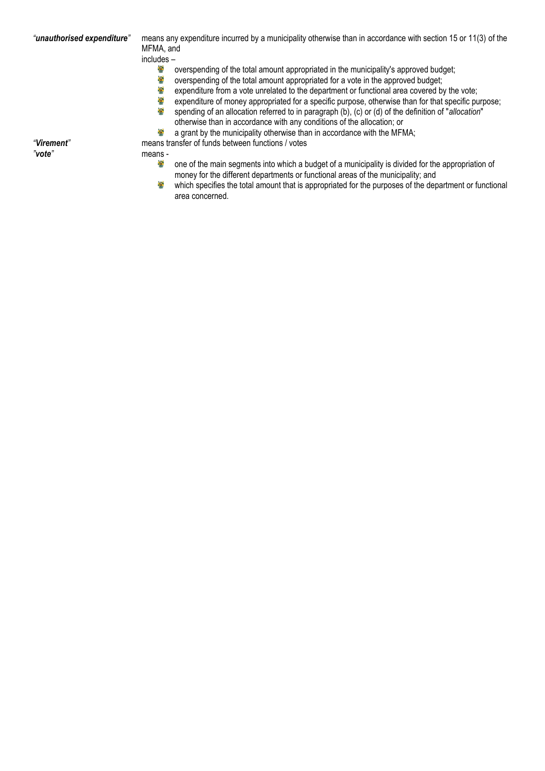*"**unauthorised expenditure**"* means any expenditure incurred by a municipality otherwise than in accordance with section 15 or 11(3) of the MFMA, and
includes –

- overspending of the total amount appropriated in the municipality's approved budget;
- overspending of the total amount appropriated for a vote in the approved budget;
- expenditure from a vote unrelated to the department or functional area covered by the vote;
- expenditure of money appropriated for a specific purpose, otherwise than for that specific purpose;
- spending of an allocation referred to in paragraph (b), (c) or (d) of the definition of "*allocation*" otherwise than in accordance with any conditions of the allocation; or
- a grant by the municipality otherwise than in accordance with the MFMA;

*"**Virement**"* means transfer of funds between functions / votes

*"**vote**"* means -

- one of the main segments into which a budget of a municipality is divided for the appropriation of money for the different departments or functional areas of the municipality; and
- which specifies the total amount that is appropriated for the purposes of the department or functional area concerned.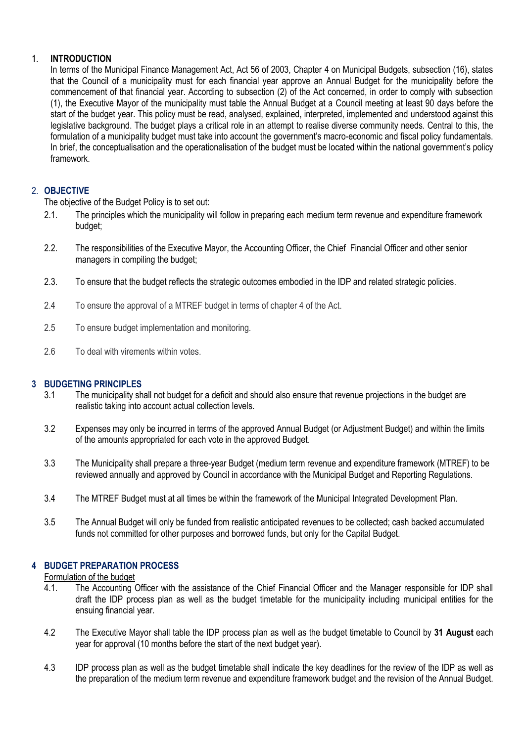## 1. INTRODUCTION

In terms of the Municipal Finance Management Act, Act 56 of 2003, Chapter 4 on Municipal Budgets, subsection (16), states that the Council of a municipality must for each financial year approve an Annual Budget for the municipality before the commencement of that financial year. According to subsection (2) of the Act concerned, in order to comply with subsection (1), the Executive Mayor of the municipality must table the Annual Budget at a Council meeting at least 90 days before the start of the budget year. This policy must be read, analysed, explained, interpreted, implemented and understood against this legislative background. The budget plays a critical role in an attempt to realise diverse community needs. Central to this, the formulation of a municipality budget must take into account the government's macro-economic and fiscal policy fundamentals. In brief, the conceptualisation and the operationalisation of the budget must be located within the national government's policy framework.

## 2. OBJECTIVE

The objective of the Budget Policy is to set out:

2.1. The principles which the municipality will follow in preparing each medium term revenue and expenditure framework budget;

2.2. The responsibilities of the Executive Mayor, the Accounting Officer, the Chief Financial Officer and other senior managers in compiling the budget;

2.3. To ensure that the budget reflects the strategic outcomes embodied in the IDP and related strategic policies.

2.4 To ensure the approval of a MTREF budget in terms of chapter 4 of the Act.

2.5 To ensure budget implementation and monitoring.

2.6 To deal with virements within votes.

## 3 BUDGETING PRINCIPLES

3.1 The municipality shall not budget for a deficit and should also ensure that revenue projections in the budget are realistic taking into account actual collection levels.

3.2 Expenses may only be incurred in terms of the approved Annual Budget (or Adjustment Budget) and within the limits of the amounts appropriated for each vote in the approved Budget.

3.3 The Municipality shall prepare a three-year Budget (medium term revenue and expenditure framework (MTREF) to be reviewed annually and approved by Council in accordance with the Municipal Budget and Reporting Regulations.

3.4 The MTREF Budget must at all times be within the framework of the Municipal Integrated Development Plan.

3.5 The Annual Budget will only be funded from realistic anticipated revenues to be collected; cash backed accumulated funds not committed for other purposes and borrowed funds, but only for the Capital Budget.

## 4 BUDGET PREPARATION PROCESS

Formulation of the budget

4.1. The Accounting Officer with the assistance of the Chief Financial Officer and the Manager responsible for IDP shall draft the IDP process plan as well as the budget timetable for the municipality including municipal entities for the ensuing financial year.

4.2 The Executive Mayor shall table the IDP process plan as well as the budget timetable to Council by **31 August** each year for approval (10 months before the start of the next budget year).

4.3 IDP process plan as well as the budget timetable shall indicate the key deadlines for the review of the IDP as well as the preparation of the medium term revenue and expenditure framework budget and the revision of the Annual Budget.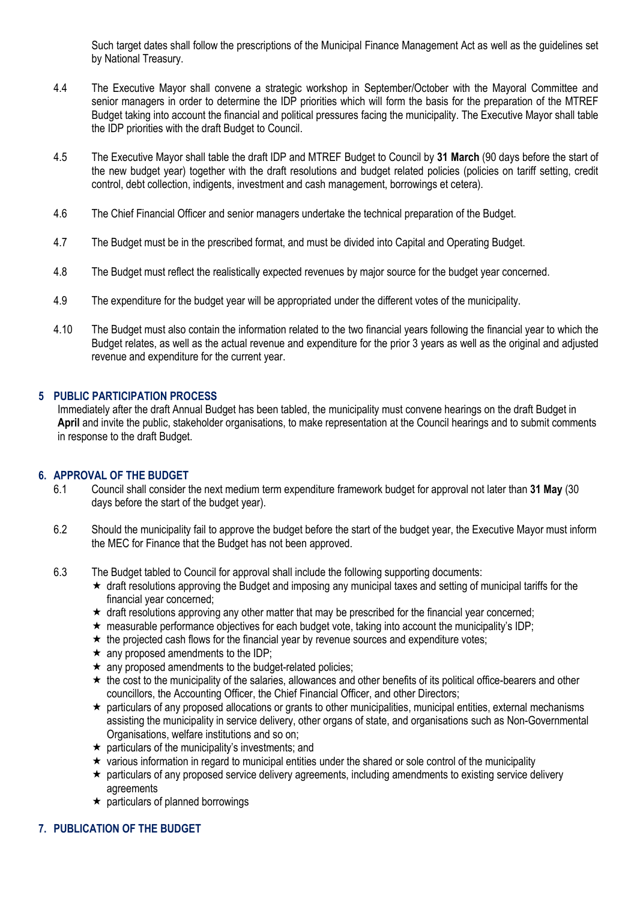Such target dates shall follow the prescriptions of the Municipal Finance Management Act as well as the guidelines set by National Treasury.

4.4 The Executive Mayor shall convene a strategic workshop in September/October with the Mayoral Committee and senior managers in order to determine the IDP priorities which will form the basis for the preparation of the MTREF Budget taking into account the financial and political pressures facing the municipality. The Executive Mayor shall table the IDP priorities with the draft Budget to Council.

4.5 The Executive Mayor shall table the draft IDP and MTREF Budget to Council by **31 March** (90 days before the start of the new budget year) together with the draft resolutions and budget related policies (policies on tariff setting, credit control, debt collection, indigents, investment and cash management, borrowings et cetera).

4.6 The Chief Financial Officer and senior managers undertake the technical preparation of the Budget.

4.7 The Budget must be in the prescribed format, and must be divided into Capital and Operating Budget.

4.8 The Budget must reflect the realistically expected revenues by major source for the budget year concerned.

4.9 The expenditure for the budget year will be appropriated under the different votes of the municipality.

4.10 The Budget must also contain the information related to the two financial years following the financial year to which the Budget relates, as well as the actual revenue and expenditure for the prior 3 years as well as the original and adjusted revenue and expenditure for the current year.

## 5 PUBLIC PARTICIPATION PROCESS

Immediately after the draft Annual Budget has been tabled, the municipality must convene hearings on the draft Budget in **April** and invite the public, stakeholder organisations, to make representation at the Council hearings and to submit comments in response to the draft Budget.

## 6. APPROVAL OF THE BUDGET

6.1 Council shall consider the next medium term expenditure framework budget for approval not later than **31 May** (30 days before the start of the budget year).

6.2 Should the municipality fail to approve the budget before the start of the budget year, the Executive Mayor must inform the MEC for Finance that the Budget has not been approved.

6.3 The Budget tabled to Council for approval shall include the following supporting documents:

- ★ draft resolutions approving the Budget and imposing any municipal taxes and setting of municipal tariffs for the financial year concerned;
- ★ draft resolutions approving any other matter that may be prescribed for the financial year concerned;
- ★ measurable performance objectives for each budget vote, taking into account the municipality's IDP;
- ★ the projected cash flows for the financial year by revenue sources and expenditure votes;
- ★ any proposed amendments to the IDP;
- ★ any proposed amendments to the budget-related policies;
- ★ the cost to the municipality of the salaries, allowances and other benefits of its political office-bearers and other councillors, the Accounting Officer, the Chief Financial Officer, and other Directors;
- ★ particulars of any proposed allocations or grants to other municipalities, municipal entities, external mechanisms assisting the municipality in service delivery, other organs of state, and organisations such as Non-Governmental Organisations, welfare institutions and so on;
- ★ particulars of the municipality's investments; and
- ★ various information in regard to municipal entities under the shared or sole control of the municipality
- ★ particulars of any proposed service delivery agreements, including amendments to existing service delivery agreements
- ★ particulars of planned borrowings

## 7. PUBLICATION OF THE BUDGET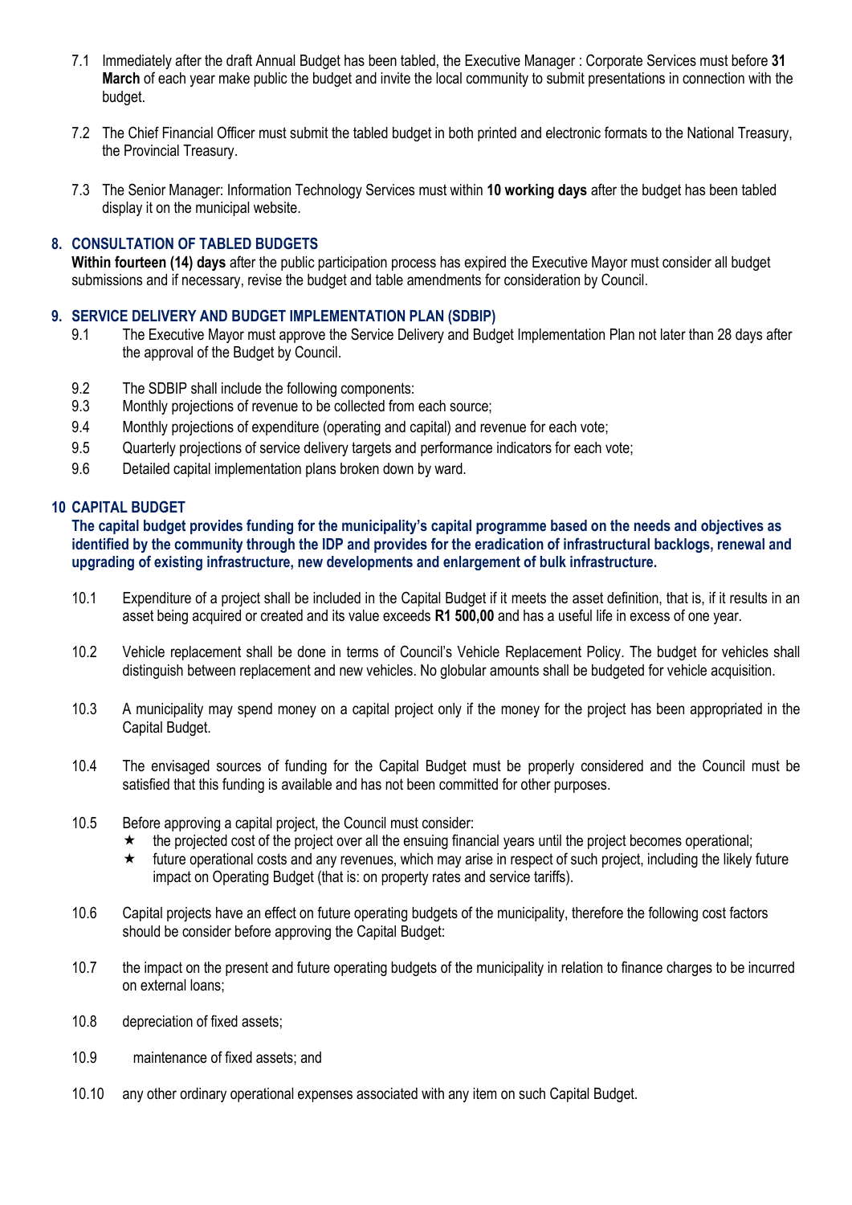7.1 Immediately after the draft Annual Budget has been tabled, the Executive Manager : Corporate Services must before **31 March** of each year make public the budget and invite the local community to submit presentations in connection with the budget.

7.2 The Chief Financial Officer must submit the tabled budget in both printed and electronic formats to the National Treasury, the Provincial Treasury.

7.3 The Senior Manager: Information Technology Services must within **10 working days** after the budget has been tabled display it on the municipal website.

## 8. CONSULTATION OF TABLED BUDGETS

**Within fourteen (14) days** after the public participation process has expired the Executive Mayor must consider all budget submissions and if necessary, revise the budget and table amendments for consideration by Council.

## 9. SERVICE DELIVERY AND BUDGET IMPLEMENTATION PLAN (SDBIP)

9.1 The Executive Mayor must approve the Service Delivery and Budget Implementation Plan not later than 28 days after the approval of the Budget by Council.

9.2 The SDBIP shall include the following components:

9.3 Monthly projections of revenue to be collected from each source;

9.4 Monthly projections of expenditure (operating and capital) and revenue for each vote;

9.5 Quarterly projections of service delivery targets and performance indicators for each vote;

9.6 Detailed capital implementation plans broken down by ward.

## 10 CAPITAL BUDGET

**The capital budget provides funding for the municipality's capital programme based on the needs and objectives as identified by the community through the IDP and provides for the eradication of infrastructural backlogs, renewal and upgrading of existing infrastructure, new developments and enlargement of bulk infrastructure.**

10.1 Expenditure of a project shall be included in the Capital Budget if it meets the asset definition, that is, if it results in an asset being acquired or created and its value exceeds **R1 500,00** and has a useful life in excess of one year.

10.2 Vehicle replacement shall be done in terms of Council's Vehicle Replacement Policy. The budget for vehicles shall distinguish between replacement and new vehicles. No globular amounts shall be budgeted for vehicle acquisition.

10.3 A municipality may spend money on a capital project only if the money for the project has been appropriated in the Capital Budget.

10.4 The envisaged sources of funding for the Capital Budget must be properly considered and the Council must be satisfied that this funding is available and has not been committed for other purposes.

10.5 Before approving a capital project, the Council must consider:

- ★ the projected cost of the project over all the ensuing financial years until the project becomes operational;
- ★ future operational costs and any revenues, which may arise in respect of such project, including the likely future impact on Operating Budget (that is: on property rates and service tariffs).

10.6 Capital projects have an effect on future operating budgets of the municipality, therefore the following cost factors should be consider before approving the Capital Budget:

10.7 the impact on the present and future operating budgets of the municipality in relation to finance charges to be incurred on external loans;

10.8 depreciation of fixed assets;

10.9 maintenance of fixed assets; and

10.10 any other ordinary operational expenses associated with any item on such Capital Budget.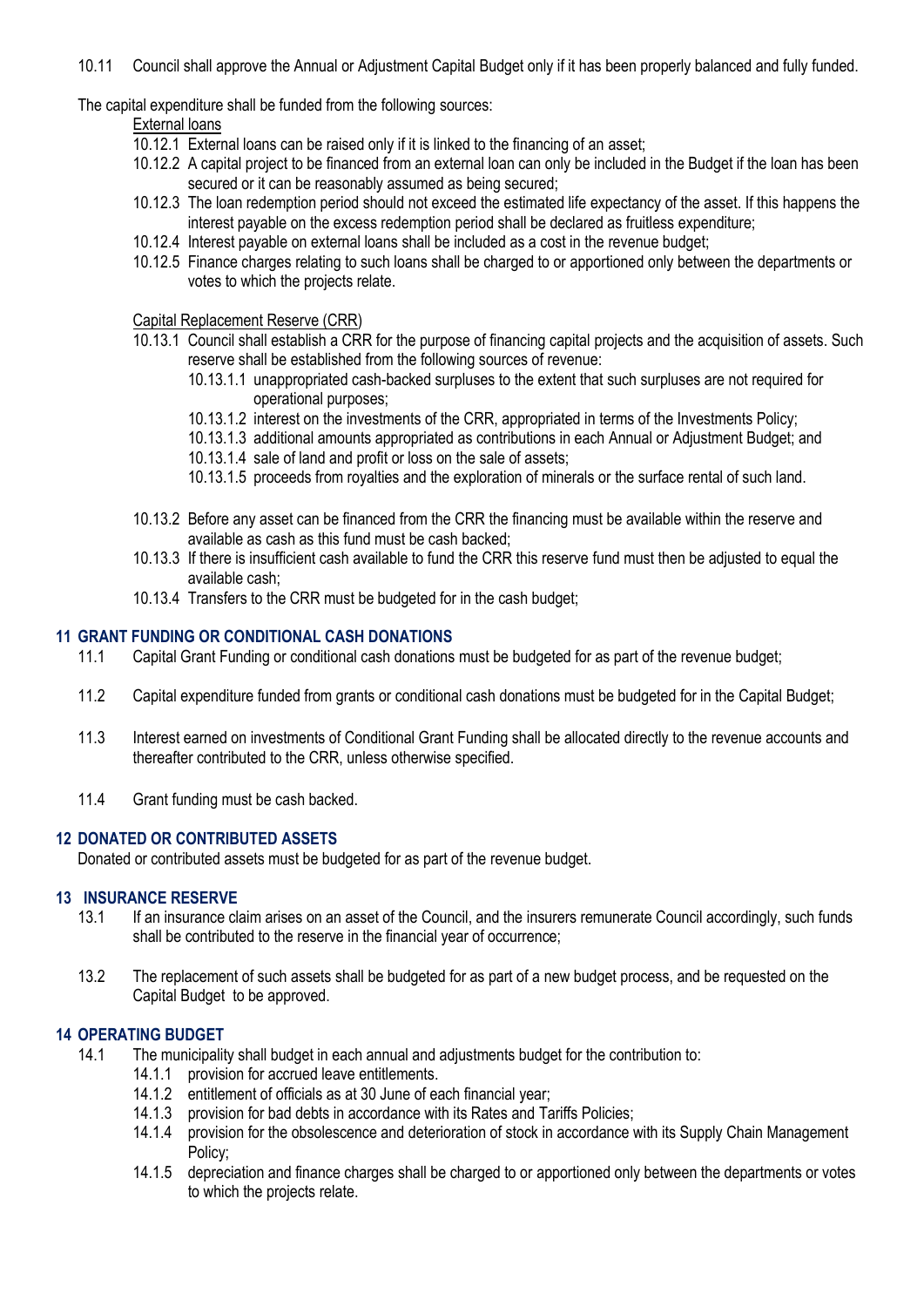10.11 Council shall approve the Annual or Adjustment Capital Budget only if it has been properly balanced and fully funded.

The capital expenditure shall be funded from the following sources:

<u>External loans</u>

- 10.12.1 External loans can be raised only if it is linked to the financing of an asset;
- 10.12.2 A capital project to be financed from an external loan can only be included in the Budget if the loan has been secured or it can be reasonably assumed as being secured;
- 10.12.3 The loan redemption period should not exceed the estimated life expectancy of the asset. If this happens the interest payable on the excess redemption period shall be declared as fruitless expenditure;
- 10.12.4 Interest payable on external loans shall be included as a cost in the revenue budget;
- 10.12.5 Finance charges relating to such loans shall be charged to or apportioned only between the departments or votes to which the projects relate.

<u>Capital Replacement Reserve (CRR)</u>

- 10.13.1 Council shall establish a CRR for the purpose of financing capital projects and the acquisition of assets. Such reserve shall be established from the following sources of revenue:
  - 10.13.1.1 unappropriated cash-backed surpluses to the extent that such surpluses are not required for operational purposes;
  - 10.13.1.2 interest on the investments of the CRR, appropriated in terms of the Investments Policy;
  - 10.13.1.3 additional amounts appropriated as contributions in each Annual or Adjustment Budget; and
  - 10.13.1.4 sale of land and profit or loss on the sale of assets;
  - 10.13.1.5 proceeds from royalties and the exploration of minerals or the surface rental of such land.
- 10.13.2 Before any asset can be financed from the CRR the financing must be available within the reserve and available as cash as this fund must be cash backed;
- 10.13.3 If there is insufficient cash available to fund the CRR this reserve fund must then be adjusted to equal the available cash;
- 10.13.4 Transfers to the CRR must be budgeted for in the cash budget;

## 11 GRANT FUNDING OR CONDITIONAL CASH DONATIONS

11.1 Capital Grant Funding or conditional cash donations must be budgeted for as part of the revenue budget;

11.2 Capital expenditure funded from grants or conditional cash donations must be budgeted for in the Capital Budget;

11.3 Interest earned on investments of Conditional Grant Funding shall be allocated directly to the revenue accounts and thereafter contributed to the CRR, unless otherwise specified.

11.4 Grant funding must be cash backed.

## 12 DONATED OR CONTRIBUTED ASSETS

Donated or contributed assets must be budgeted for as part of the revenue budget.

## 13 INSURANCE RESERVE

13.1 If an insurance claim arises on an asset of the Council, and the insurers remunerate Council accordingly, such funds shall be contributed to the reserve in the financial year of occurrence;

13.2 The replacement of such assets shall be budgeted for as part of a new budget process, and be requested on the Capital Budget to be approved.

## 14 OPERATING BUDGET

14.1 The municipality shall budget in each annual and adjustments budget for the contribution to:

- 14.1.1 provision for accrued leave entitlements.
- 14.1.2 entitlement of officials as at 30 June of each financial year;
- 14.1.3 provision for bad debts in accordance with its Rates and Tariffs Policies;
- 14.1.4 provision for the obsolescence and deterioration of stock in accordance with its Supply Chain Management Policy;
- 14.1.5 depreciation and finance charges shall be charged to or apportioned only between the departments or votes to which the projects relate.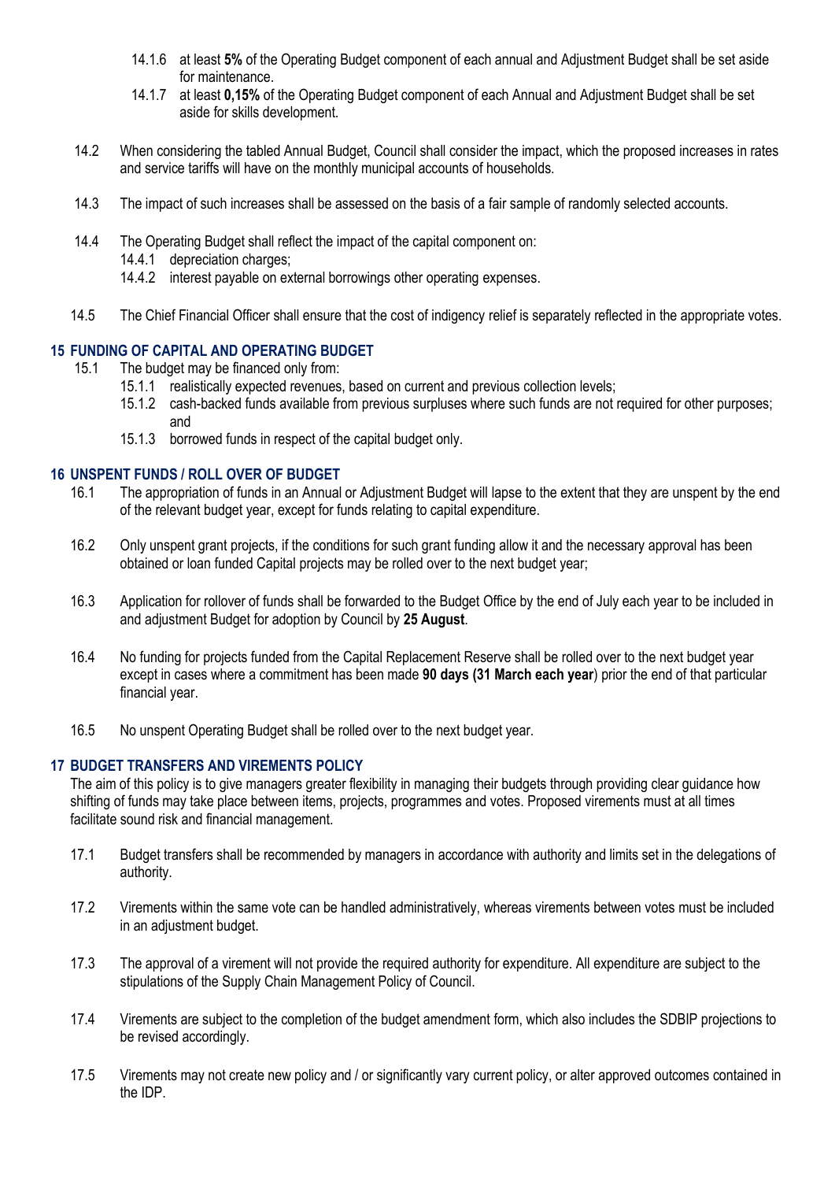14.1.6 at least **5%** of the Operating Budget component of each annual and Adjustment Budget shall be set aside for maintenance.

14.1.7 at least **0,15%** of the Operating Budget component of each Annual and Adjustment Budget shall be set aside for skills development.

14.2 When considering the tabled Annual Budget, Council shall consider the impact, which the proposed increases in rates and service tariffs will have on the monthly municipal accounts of households.

14.3 The impact of such increases shall be assessed on the basis of a fair sample of randomly selected accounts.

14.4 The Operating Budget shall reflect the impact of the capital component on:

14.4.1 depreciation charges;

14.4.2 interest payable on external borrowings other operating expenses.

14.5 The Chief Financial Officer shall ensure that the cost of indigency relief is separately reflected in the appropriate votes.

## 15 FUNDING OF CAPITAL AND OPERATING BUDGET

15.1 The budget may be financed only from:

15.1.1 realistically expected revenues, based on current and previous collection levels;

15.1.2 cash-backed funds available from previous surpluses where such funds are not required for other purposes; and

15.1.3 borrowed funds in respect of the capital budget only.

## 16 UNSPENT FUNDS / ROLL OVER OF BUDGET

16.1 The appropriation of funds in an Annual or Adjustment Budget will lapse to the extent that they are unspent by the end of the relevant budget year, except for funds relating to capital expenditure.

16.2 Only unspent grant projects, if the conditions for such grant funding allow it and the necessary approval has been obtained or loan funded Capital projects may be rolled over to the next budget year;

16.3 Application for rollover of funds shall be forwarded to the Budget Office by the end of July each year to be included in and adjustment Budget for adoption by Council by **25 August**.

16.4 No funding for projects funded from the Capital Replacement Reserve shall be rolled over to the next budget year except in cases where a commitment has been made **90 days (31 March each year**) prior the end of that particular financial year.

16.5 No unspent Operating Budget shall be rolled over to the next budget year.

## 17 BUDGET TRANSFERS AND VIREMENTS POLICY

The aim of this policy is to give managers greater flexibility in managing their budgets through providing clear guidance how shifting of funds may take place between items, projects, programmes and votes. Proposed virements must at all times facilitate sound risk and financial management.

17.1 Budget transfers shall be recommended by managers in accordance with authority and limits set in the delegations of authority.

17.2 Virements within the same vote can be handled administratively, whereas virements between votes must be included in an adjustment budget.

17.3 The approval of a virement will not provide the required authority for expenditure. All expenditure are subject to the stipulations of the Supply Chain Management Policy of Council.

17.4 Virements are subject to the completion of the budget amendment form, which also includes the SDBIP projections to be revised accordingly.

17.5 Virements may not create new policy and / or significantly vary current policy, or alter approved outcomes contained in the IDP.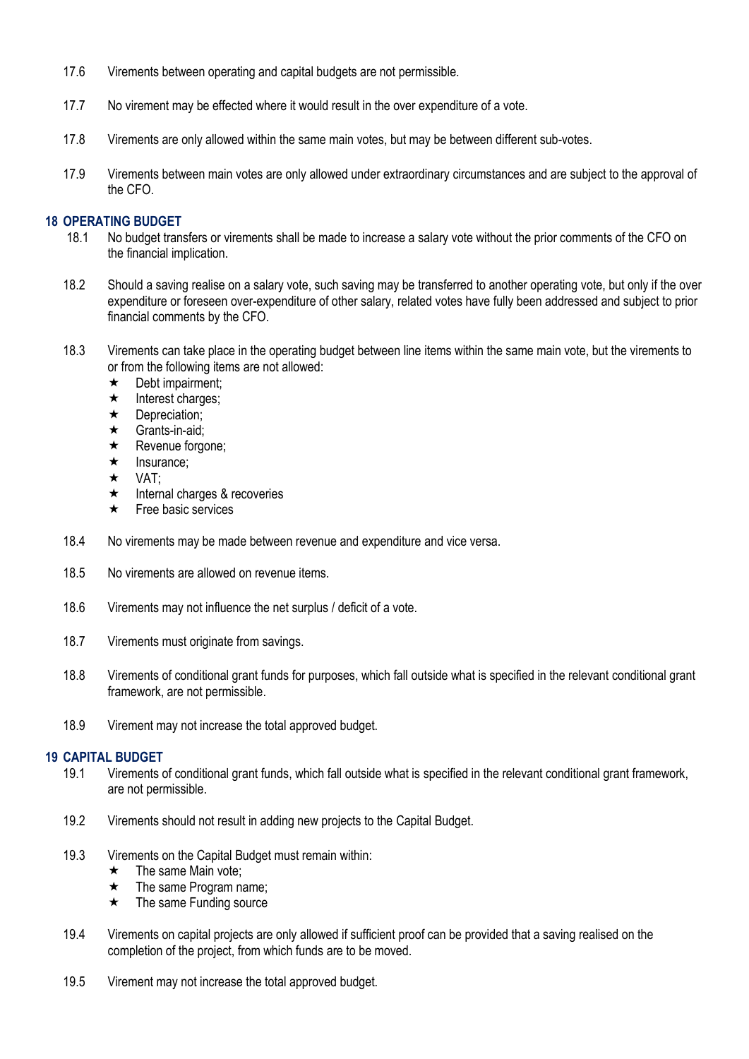17.6 Virements between operating and capital budgets are not permissible.

17.7 No virement may be effected where it would result in the over expenditure of a vote.

17.8 Virements are only allowed within the same main votes, but may be between different sub-votes.

17.9 Virements between main votes are only allowed under extraordinary circumstances and are subject to the approval of the CFO.

## 18 OPERATING BUDGET

18.1 No budget transfers or virements shall be made to increase a salary vote without the prior comments of the CFO on the financial implication.

18.2 Should a saving realise on a salary vote, such saving may be transferred to another operating vote, but only if the over expenditure or foreseen over-expenditure of other salary, related votes have fully been addressed and subject to prior financial comments by the CFO.

18.3 Virements can take place in the operating budget between line items within the same main vote, but the virements to or from the following items are not allowed:

- ★ Debt impairment;
- ★ Interest charges;
- ★ Depreciation;
- ★ Grants-in-aid;
- ★ Revenue forgone;
- ★ Insurance;
- ★ VAT;
- ★ Internal charges & recoveries
- ★ Free basic services

18.4 No virements may be made between revenue and expenditure and vice versa.

18.5 No virements are allowed on revenue items.

18.6 Virements may not influence the net surplus / deficit of a vote.

18.7 Virements must originate from savings.

18.8 Virements of conditional grant funds for purposes, which fall outside what is specified in the relevant conditional grant framework, are not permissible.

18.9 Virement may not increase the total approved budget.

## 19 CAPITAL BUDGET

19.1 Virements of conditional grant funds, which fall outside what is specified in the relevant conditional grant framework, are not permissible.

19.2 Virements should not result in adding new projects to the Capital Budget.

19.3 Virements on the Capital Budget must remain within:

- ★ The same Main vote;
- ★ The same Program name;
- ★ The same Funding source

19.4 Virements on capital projects are only allowed if sufficient proof can be provided that a saving realised on the completion of the project, from which funds are to be moved.

19.5 Virement may not increase the total approved budget.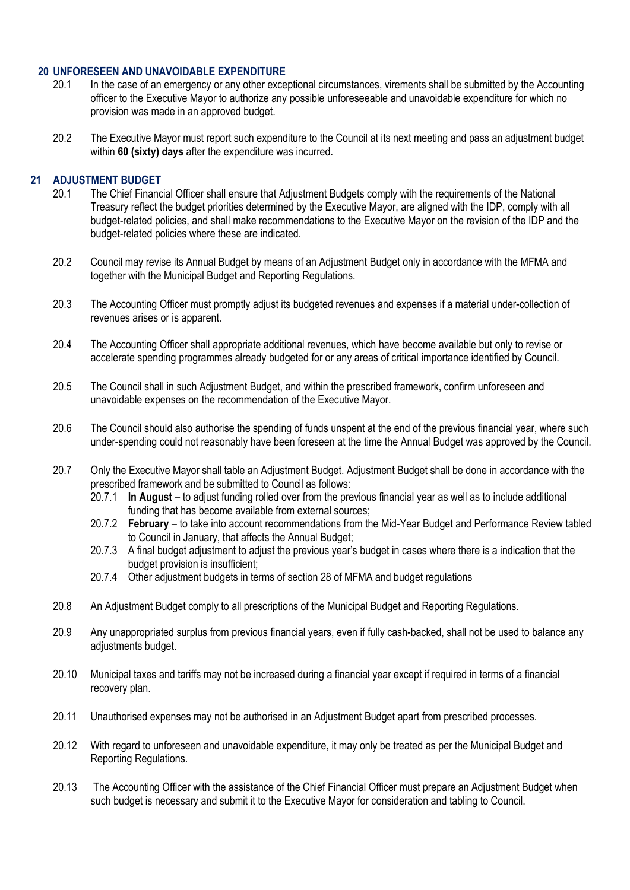## 20 UNFORESEEN AND UNAVOIDABLE EXPENDITURE

20.1 In the case of an emergency or any other exceptional circumstances, virements shall be submitted by the Accounting officer to the Executive Mayor to authorize any possible unforeseeable and unavoidable expenditure for which no provision was made in an approved budget.

20.2 The Executive Mayor must report such expenditure to the Council at its next meeting and pass an adjustment budget within **60 (sixty) days** after the expenditure was incurred.

## 21 ADJUSTMENT BUDGET

20.1 The Chief Financial Officer shall ensure that Adjustment Budgets comply with the requirements of the National Treasury reflect the budget priorities determined by the Executive Mayor, are aligned with the IDP, comply with all budget-related policies, and shall make recommendations to the Executive Mayor on the revision of the IDP and the budget-related policies where these are indicated.

20.2 Council may revise its Annual Budget by means of an Adjustment Budget only in accordance with the MFMA and together with the Municipal Budget and Reporting Regulations.

20.3 The Accounting Officer must promptly adjust its budgeted revenues and expenses if a material under-collection of revenues arises or is apparent.

20.4 The Accounting Officer shall appropriate additional revenues, which have become available but only to revise or accelerate spending programmes already budgeted for or any areas of critical importance identified by Council.

20.5 The Council shall in such Adjustment Budget, and within the prescribed framework, confirm unforeseen and unavoidable expenses on the recommendation of the Executive Mayor.

20.6 The Council should also authorise the spending of funds unspent at the end of the previous financial year, where such under-spending could not reasonably have been foreseen at the time the Annual Budget was approved by the Council.

20.7 Only the Executive Mayor shall table an Adjustment Budget. Adjustment Budget shall be done in accordance with the prescribed framework and be submitted to Council as follows:

20.7.1 **In August** – to adjust funding rolled over from the previous financial year as well as to include additional funding that has become available from external sources;

20.7.2 **February** – to take into account recommendations from the Mid-Year Budget and Performance Review tabled to Council in January, that affects the Annual Budget;

20.7.3 A final budget adjustment to adjust the previous year's budget in cases where there is a indication that the budget provision is insufficient;

20.7.4 Other adjustment budgets in terms of section 28 of MFMA and budget regulations

20.8 An Adjustment Budget comply to all prescriptions of the Municipal Budget and Reporting Regulations.

20.9 Any unappropriated surplus from previous financial years, even if fully cash-backed, shall not be used to balance any adjustments budget.

20.10 Municipal taxes and tariffs may not be increased during a financial year except if required in terms of a financial recovery plan.

20.11 Unauthorised expenses may not be authorised in an Adjustment Budget apart from prescribed processes.

20.12 With regard to unforeseen and unavoidable expenditure, it may only be treated as per the Municipal Budget and Reporting Regulations.

20.13 The Accounting Officer with the assistance of the Chief Financial Officer must prepare an Adjustment Budget when such budget is necessary and submit it to the Executive Mayor for consideration and tabling to Council.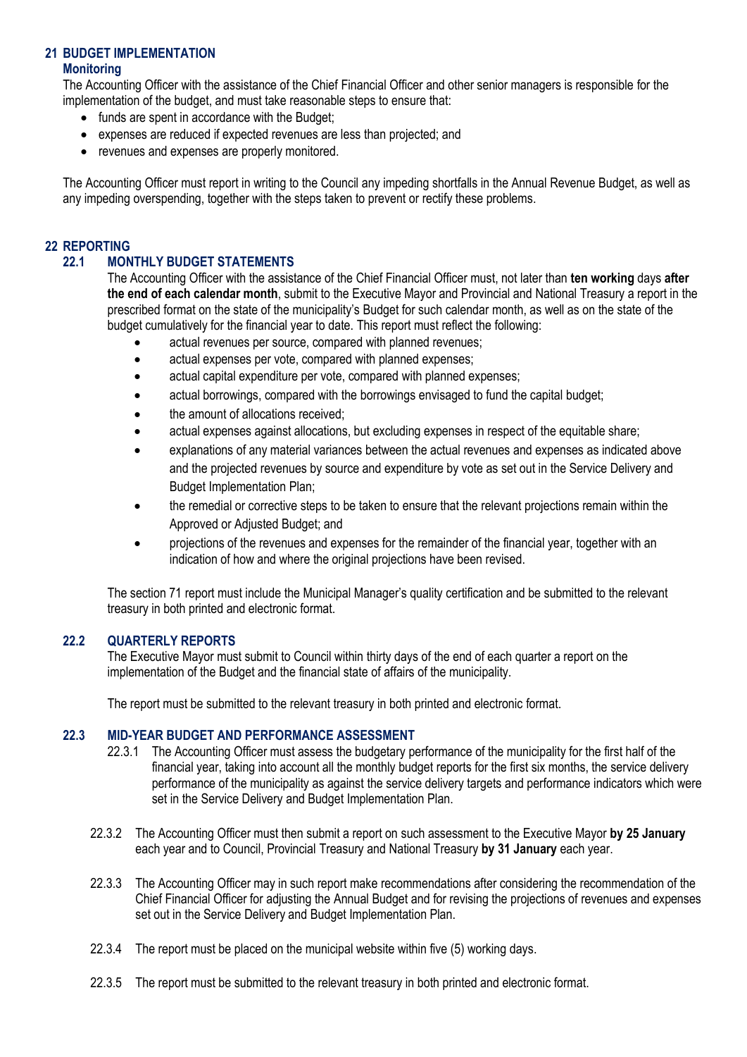## 21 BUDGET IMPLEMENTATION

### Monitoring

The Accounting Officer with the assistance of the Chief Financial Officer and other senior managers is responsible for the implementation of the budget, and must take reasonable steps to ensure that:

- funds are spent in accordance with the Budget;
- expenses are reduced if expected revenues are less than projected; and
- revenues and expenses are properly monitored.

The Accounting Officer must report in writing to the Council any impeding shortfalls in the Annual Revenue Budget, as well as any impeding overspending, together with the steps taken to prevent or rectify these problems.

## 22 REPORTING

### 22.1 MONTHLY BUDGET STATEMENTS

The Accounting Officer with the assistance of the Chief Financial Officer must, not later than **ten working** days **after the end of each calendar month**, submit to the Executive Mayor and Provincial and National Treasury a report in the prescribed format on the state of the municipality's Budget for such calendar month, as well as on the state of the budget cumulatively for the financial year to date. This report must reflect the following:

- actual revenues per source, compared with planned revenues;
- actual expenses per vote, compared with planned expenses;
- actual capital expenditure per vote, compared with planned expenses;
- actual borrowings, compared with the borrowings envisaged to fund the capital budget;
- the amount of allocations received;
- actual expenses against allocations, but excluding expenses in respect of the equitable share;
- explanations of any material variances between the actual revenues and expenses as indicated above and the projected revenues by source and expenditure by vote as set out in the Service Delivery and Budget Implementation Plan;
- the remedial or corrective steps to be taken to ensure that the relevant projections remain within the Approved or Adjusted Budget; and
- projections of the revenues and expenses for the remainder of the financial year, together with an indication of how and where the original projections have been revised.

The section 71 report must include the Municipal Manager's quality certification and be submitted to the relevant treasury in both printed and electronic format.

### 22.2 QUARTERLY REPORTS

The Executive Mayor must submit to Council within thirty days of the end of each quarter a report on the implementation of the Budget and the financial state of affairs of the municipality.

The report must be submitted to the relevant treasury in both printed and electronic format.

### 22.3 MID-YEAR BUDGET AND PERFORMANCE ASSESSMENT

22.3.1 The Accounting Officer must assess the budgetary performance of the municipality for the first half of the financial year, taking into account all the monthly budget reports for the first six months, the service delivery performance of the municipality as against the service delivery targets and performance indicators which were set in the Service Delivery and Budget Implementation Plan.

22.3.2 The Accounting Officer must then submit a report on such assessment to the Executive Mayor **by 25 January** each year and to Council, Provincial Treasury and National Treasury **by 31 January** each year.

22.3.3 The Accounting Officer may in such report make recommendations after considering the recommendation of the Chief Financial Officer for adjusting the Annual Budget and for revising the projections of revenues and expenses set out in the Service Delivery and Budget Implementation Plan.

22.3.4 The report must be placed on the municipal website within five (5) working days.

22.3.5 The report must be submitted to the relevant treasury in both printed and electronic format.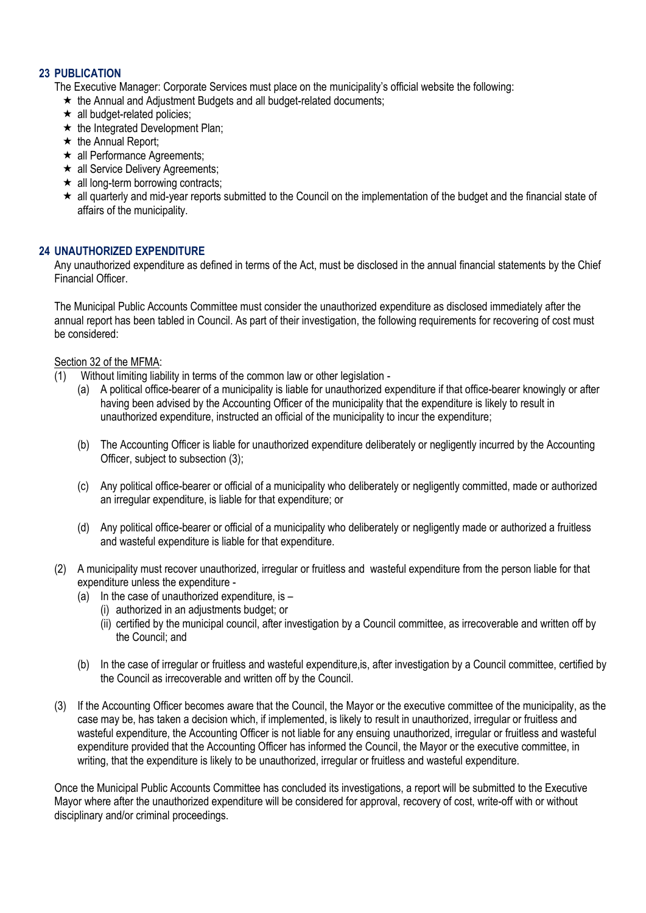## 23 PUBLICATION

The Executive Manager: Corporate Services must place on the municipality's official website the following:

- the Annual and Adjustment Budgets and all budget-related documents;
- all budget-related policies;
- the Integrated Development Plan;
- the Annual Report;
- all Performance Agreements;
- all Service Delivery Agreements;
- all long-term borrowing contracts;
- all quarterly and mid-year reports submitted to the Council on the implementation of the budget and the financial state of affairs of the municipality.

## 24 UNAUTHORIZED EXPENDITURE

Any unauthorized expenditure as defined in terms of the Act, must be disclosed in the annual financial statements by the Chief Financial Officer.

The Municipal Public Accounts Committee must consider the unauthorized expenditure as disclosed immediately after the annual report has been tabled in Council. As part of their investigation, the following requirements for recovering of cost must be considered:

Section 32 of the MFMA:

(1) Without limiting liability in terms of the common law or other legislation -

(a) A political office-bearer of a municipality is liable for unauthorized expenditure if that office-bearer knowingly or after having been advised by the Accounting Officer of the municipality that the expenditure is likely to result in unauthorized expenditure, instructed an official of the municipality to incur the expenditure;

(b) The Accounting Officer is liable for unauthorized expenditure deliberately or negligently incurred by the Accounting Officer, subject to subsection (3);

(c) Any political office-bearer or official of a municipality who deliberately or negligently committed, made or authorized an irregular expenditure, is liable for that expenditure; or

(d) Any political office-bearer or official of a municipality who deliberately or negligently made or authorized a fruitless and wasteful expenditure is liable for that expenditure.

(2) A municipality must recover unauthorized, irregular or fruitless and wasteful expenditure from the person liable for that expenditure unless the expenditure -

(a) In the case of unauthorized expenditure, is –

(i) authorized in an adjustments budget; or

(ii) certified by the municipal council, after investigation by a Council committee, as irrecoverable and written off by the Council; and

(b) In the case of irregular or fruitless and wasteful expenditure,is, after investigation by a Council committee, certified by the Council as irrecoverable and written off by the Council.

(3) If the Accounting Officer becomes aware that the Council, the Mayor or the executive committee of the municipality, as the case may be, has taken a decision which, if implemented, is likely to result in unauthorized, irregular or fruitless and wasteful expenditure, the Accounting Officer is not liable for any ensuing unauthorized, irregular or fruitless and wasteful expenditure provided that the Accounting Officer has informed the Council, the Mayor or the executive committee, in writing, that the expenditure is likely to be unauthorized, irregular or fruitless and wasteful expenditure.

Once the Municipal Public Accounts Committee has concluded its investigations, a report will be submitted to the Executive Mayor where after the unauthorized expenditure will be considered for approval, recovery of cost, write-off with or without disciplinary and/or criminal proceedings.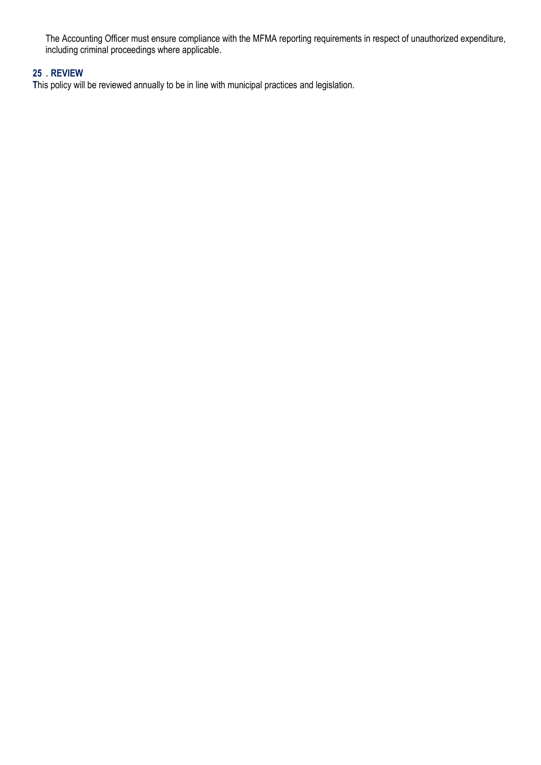The Accounting Officer must ensure compliance with the MFMA reporting requirements in respect of unauthorized expenditure, including criminal proceedings where applicable.

## 25 . REVIEW

This policy will be reviewed annually to be in line with municipal practices and legislation.